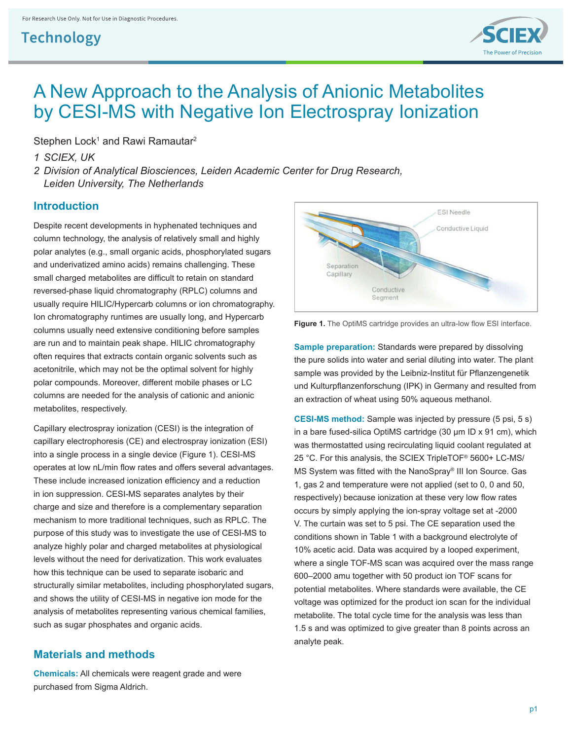For Research Use Only. Not for Use in Diagnostic Procedures.

# A New Approach to the Analysis of Anionic Metabolites by CESI-MS with Negative Ion Electrospray Ionization

Stephen Lock[1] and Rawi Ramautar[2]

*1 SCIEX, UK*

*2 Division of Analytical Biosciences, Leiden Academic Center for Drug Research, Leiden University, The Netherlands*

## Introduction

Despite recent developments in hyphenated techniques and column technology, the analysis of relatively small and highly polar analytes (e.g., small organic acids, phosphorylated sugars and underivatized amino acids) remains challenging. These small charged metabolites are difficult to retain on standard reversed-phase liquid chromatography (RPLC) columns and usually require HILIC/Hypercarb columns or ion chromatography. Ion chromatography runtimes are usually long, and Hypercarb columns usually need extensive conditioning before samples are run and to maintain peak shape. HILIC chromatography often requires that extracts contain organic solvents such as acetonitrile, which may not be the optimal solvent for highly polar compounds. Moreover, different mobile phases or LC columns are needed for the analysis of cationic and anionic metabolites, respectively.

Capillary electrospray ionization (CESI) is the integration of capillary electrophoresis (CE) and electrospray ionization (ESI) into a single process in a single device (Figure 1). CESI-MS operates at low nL/min flow rates and offers several advantages. These include increased ionization efficiency and a reduction in ion suppression. CESI-MS separates analytes by their charge and size and therefore is a complementary separation mechanism to more traditional techniques, such as RPLC. The purpose of this study was to investigate the use of CESI-MS to analyze highly polar and charged metabolites at physiological levels without the need for derivatization. This work evaluates how this technique can be used to separate isobaric and structurally similar metabolites, including phosphorylated sugars, and shows the utility of CESI-MS in negative ion mode for the analysis of metabolites representing various chemical families, such as sugar phosphates and organic acids.

## Materials and methods

**Chemicals:** All chemicals were reagent grade and were purchased from Sigma Aldrich.

**Figure 1.** The OptiMS cartridge provides an ultra-low flow ESI interface.

**Sample preparation:** Standards were prepared by dissolving the pure solids into water and serial diluting into water. The plant sample was provided by the Leibniz-Institut für Pflanzengenetik und Kulturpflanzenforschung (IPK) in Germany and resulted from an extraction of wheat using 50% aqueous methanol.

**CESI-MS method:** Sample was injected by pressure (5 psi, 5 s) in a bare fused-silica OptiMS cartridge (30 µm ID x 91 cm), which was thermostatted using recirculating liquid coolant regulated at 25 °C. For this analysis, the SCIEX TripleTOF® 5600+ LC-MS/MS System was fitted with the NanoSpray® III Ion Source. Gas 1, gas 2 and temperature were not applied (set to 0, 0 and 50, respectively) because ionization at these very low flow rates occurs by simply applying the ion-spray voltage set at -2000 V. The curtain was set to 5 psi. The CE separation used the conditions shown in Table 1 with a background electrolyte of 10% acetic acid. Data was acquired by a looped experiment, where a single TOF-MS scan was acquired over the mass range 600–2000 amu together with 50 product ion TOF scans for potential metabolites. Where standards were available, the CE voltage was optimized for the product ion scan for the individual metabolite. The total cycle time for the analysis was less than 1.5 s and was optimized to give greater than 8 points across an analyte peak.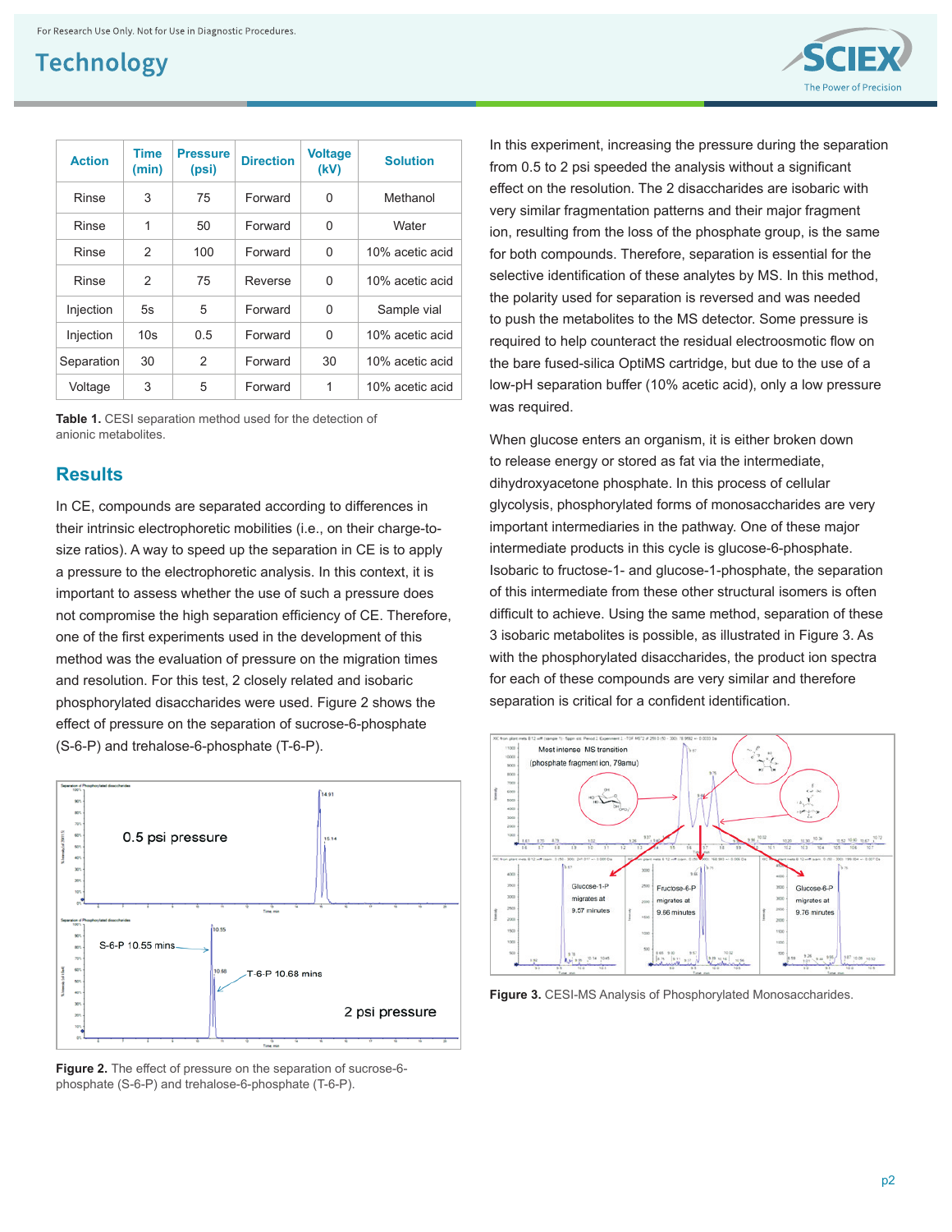| Action | Time (min) | Pressure (psi) | Direction | Voltage (kV) | Solution |
|---|---|---|---|---|---|
| Rinse | 3 | 75 | Forward | 0 | Methanol |
| Rinse | 1 | 50 | Forward | 0 | Water |
| Rinse | 2 | 100 | Forward | 0 | 10% acetic acid |
| Rinse | 2 | 75 | Reverse | 0 | 10% acetic acid |
| Injection | 5s | 5 | Forward | 0 | Sample vial |
| Injection | 10s | 0.5 | Forward | 0 | 10% acetic acid |
| Separation | 30 | 2 | Forward | 30 | 10% acetic acid |
| Voltage | 3 | 5 | Forward | 1 | 10% acetic acid |

**Table 1.** CESI separation method used for the detection of anionic metabolites.

## Results

In CE, compounds are separated according to differences in their intrinsic electrophoretic mobilities (i.e., on their charge-to-size ratios). A way to speed up the separation in CE is to apply a pressure to the electrophoretic analysis. In this context, it is important to assess whether the use of such a pressure does not compromise the high separation efficiency of CE. Therefore, one of the first experiments used in the development of this method was the evaluation of pressure on the migration times and resolution. For this test, 2 closely related and isobaric phosphorylated disaccharides were used. Figure 2 shows the effect of pressure on the separation of sucrose-6-phosphate (S-6-P) and trehalose-6-phosphate (T-6-P).

**Figure 2.** The effect of pressure on the separation of sucrose-6-phosphate (S-6-P) and trehalose-6-phosphate (T-6-P).

In this experiment, increasing the pressure during the separation from 0.5 to 2 psi speeded the analysis without a significant effect on the resolution. The 2 disaccharides are isobaric with very similar fragmentation patterns and their major fragment ion, resulting from the loss of the phosphate group, is the same for both compounds. Therefore, separation is essential for the selective identification of these analytes by MS. In this method, the polarity used for separation is reversed and was needed to push the metabolites to the MS detector. Some pressure is required to help counteract the residual electroosmotic flow on the bare fused-silica OptiMS cartridge, but due to the use of a low-pH separation buffer (10% acetic acid), only a low pressure was required.

When glucose enters an organism, it is either broken down to release energy or stored as fat via the intermediate, dihydroxyacetone phosphate. In this process of cellular glycolysis, phosphorylated forms of monosaccharides are very important intermediaries in the pathway. One of these major intermediate products in this cycle is glucose-6-phosphate. Isobaric to fructose-1- and glucose-1-phosphate, the separation of this intermediate from these other structural isomers is often difficult to achieve. Using the same method, separation of these 3 isobaric metabolites is possible, as illustrated in Figure 3. As with the phosphorylated disaccharides, the product ion spectra for each of these compounds are very similar and therefore separation is critical for a confident identification.

**Figure 3.** CESI-MS Analysis of Phosphorylated Monosaccharides.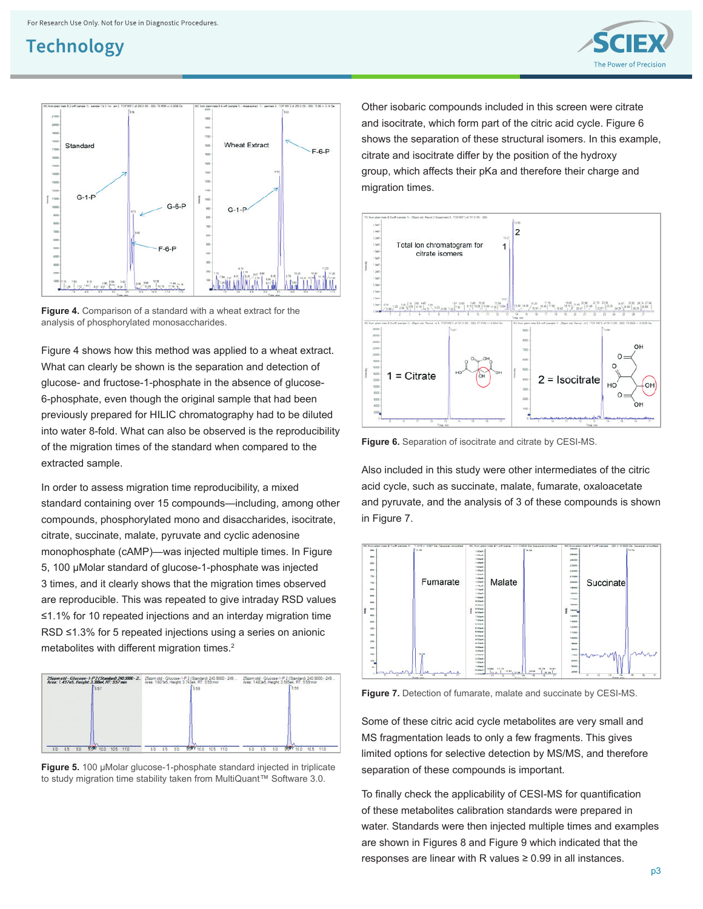Figure 4. Comparison of a standard with a wheat extract for the analysis of phosphorylated monosaccharides.

Figure 4 shows how this method was applied to a wheat extract. What can clearly be shown is the separation and detection of glucose- and fructose-1-phosphate in the absence of glucose-6-phosphate, even though the original sample that had been previously prepared for HILIC chromatography had to be diluted into water 8-fold. What can also be observed is the reproducibility of the migration times of the standard when compared to the extracted sample.

In order to assess migration time reproducibility, a mixed standard containing over 15 compounds—including, among other compounds, phosphorylated mono and disaccharides, isocitrate, citrate, succinate, malate, pyruvate and cyclic adenosine monophosphate (cAMP)—was injected multiple times. In Figure 5, 100 µMolar standard of glucose-1-phosphate was injected 3 times, and it clearly shows that the migration times observed are reproducible. This was repeated to give intraday RSD values ≤1.1% for 10 repeated injections and an interday migration time RSD ≤1.3% for 5 repeated injections using a series on anionic metabolites with different migration times.[2]

Figure 5. 100 µMolar glucose-1-phosphate standard injected in triplicate to study migration time stability taken from MultiQuant™ Software 3.0.

Other isobaric compounds included in this screen were citrate and isocitrate, which form part of the citric acid cycle. Figure 6 shows the separation of these structural isomers. In this example, citrate and isocitrate differ by the position of the hydroxy group, which affects their pKa and therefore their charge and migration times.

Figure 6. Separation of isocitrate and citrate by CESI-MS.

Also included in this study were other intermediates of the citric acid cycle, such as succinate, malate, fumarate, oxaloacetate and pyruvate, and the analysis of 3 of these compounds is shown in Figure 7.

Figure 7. Detection of fumarate, malate and succinate by CESI-MS.

Some of these citric acid cycle metabolites are very small and MS fragmentation leads to only a few fragments. This gives limited options for selective detection by MS/MS, and therefore separation of these compounds is important.

To finally check the applicability of CESI-MS for quantification of these metabolites calibration standards were prepared in water. Standards were then injected multiple times and examples are shown in Figures 8 and Figure 9 which indicated that the responses are linear with R values ≥ 0.99 in all instances.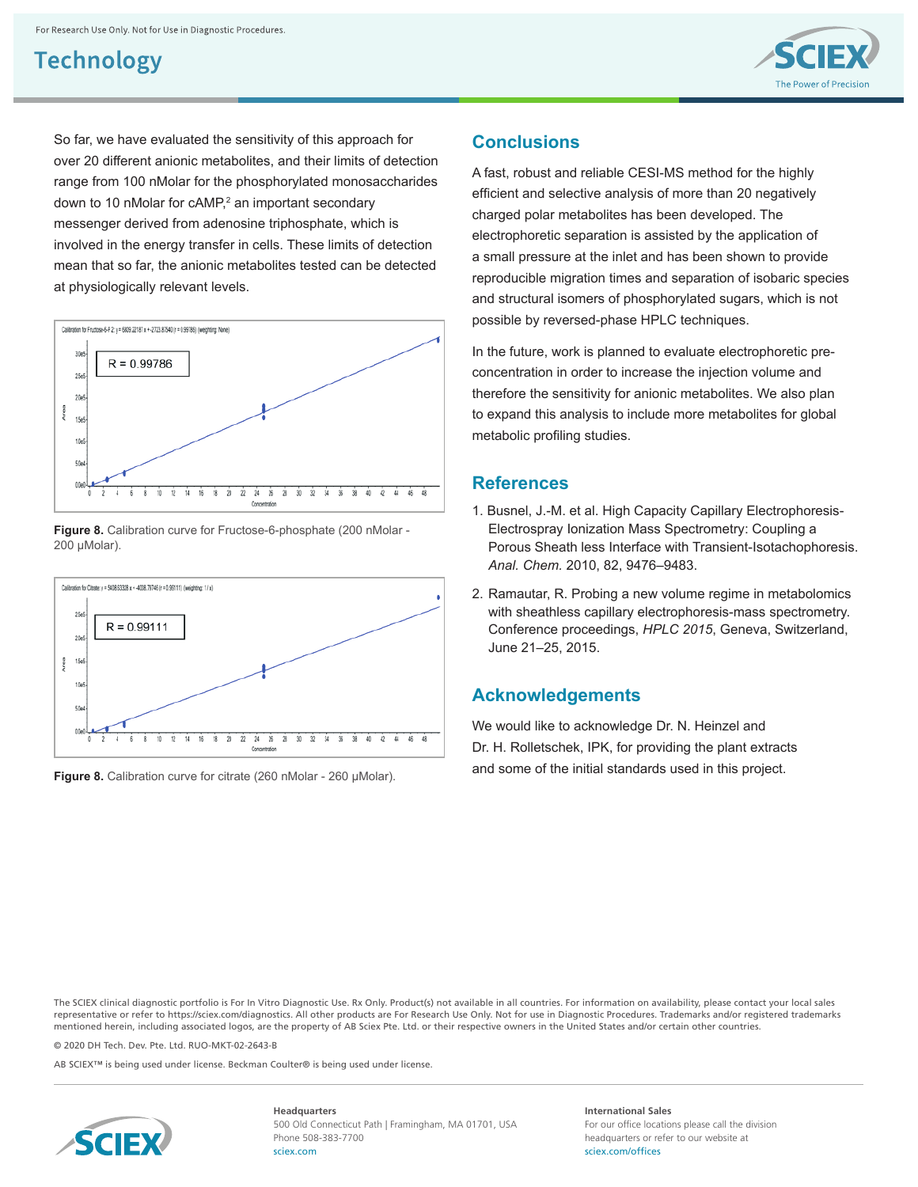So far, we have evaluated the sensitivity of this approach for over 20 different anionic metabolites, and their limits of detection range from 100 nMolar for the phosphorylated monosaccharides down to 10 nMolar for cAMP,[2] an important secondary messenger derived from adenosine triphosphate, which is involved in the energy transfer in cells. These limits of detection mean that so far, the anionic metabolites tested can be detected at physiologically relevant levels.

Calibration for Fructose-6-P 2: y = 6609.22187 x + -2723.87540 (r = 0.99786) (weighting: None)

R = 0.99786

Area

Concentration

**Figure 8.** Calibration curve for Fructose-6-phosphate (200 nMolar - 200 µMolar).

Calibration for Citrate: y = 5408.53328 x + -4038.78746 (r = 0.99111) (weighting: 1 / x)

R = 0.99111

Area

Concentration

**Figure 8.** Calibration curve for citrate (260 nMolar - 260 µMolar).

## Conclusions

A fast, robust and reliable CESI-MS method for the highly efficient and selective analysis of more than 20 negatively charged polar metabolites has been developed. The electrophoretic separation is assisted by the application of a small pressure at the inlet and has been shown to provide reproducible migration times and separation of isobaric species and structural isomers of phosphorylated sugars, which is not possible by reversed-phase HPLC techniques.

In the future, work is planned to evaluate electrophoretic pre-concentration in order to increase the injection volume and therefore the sensitivity for anionic metabolites. We also plan to expand this analysis to include more metabolites for global metabolic profiling studies.

## References

1. Busnel, J.-M. et al. High Capacity Capillary Electrophoresis-Electrospray Ionization Mass Spectrometry: Coupling a Porous Sheath less Interface with Transient-Isotachophoresis. *Anal. Chem.* 2010, 82, 9476–9483.
2. Ramautar, R. Probing a new volume regime in metabolomics with sheathless capillary electrophoresis-mass spectrometry. Conference proceedings, *HPLC 2015*, Geneva, Switzerland, June 21–25, 2015.

## Acknowledgements

We would like to acknowledge Dr. N. Heinzel and Dr. H. Rolletschek, IPK, for providing the plant extracts and some of the initial standards used in this project.

The SCIEX clinical diagnostic portfolio is For In Vitro Diagnostic Use. Rx Only. Product(s) not available in all countries. For information on availability, please contact your local sales representative or refer to https://sciex.com/diagnostics. All other products are For Research Use Only. Not for use in Diagnostic Procedures. Trademarks and/or registered trademarks mentioned herein, including associated logos, are the property of AB Sciex Pte. Ltd. or their respective owners in the United States and/or certain other countries.

© 2020 DH Tech. Dev. Pte. Ltd. RUO-MKT-02-2643-B

AB SCIEX™ is being used under license. Beckman Coulter® is being used under license.

**Headquarters**
500 Old Connecticut Path | Framingham, MA 01701, USA
Phone 508-383-7700
sciex.com

**International Sales**
For our office locations please call the division headquarters or refer to our website at
sciex.com/offices